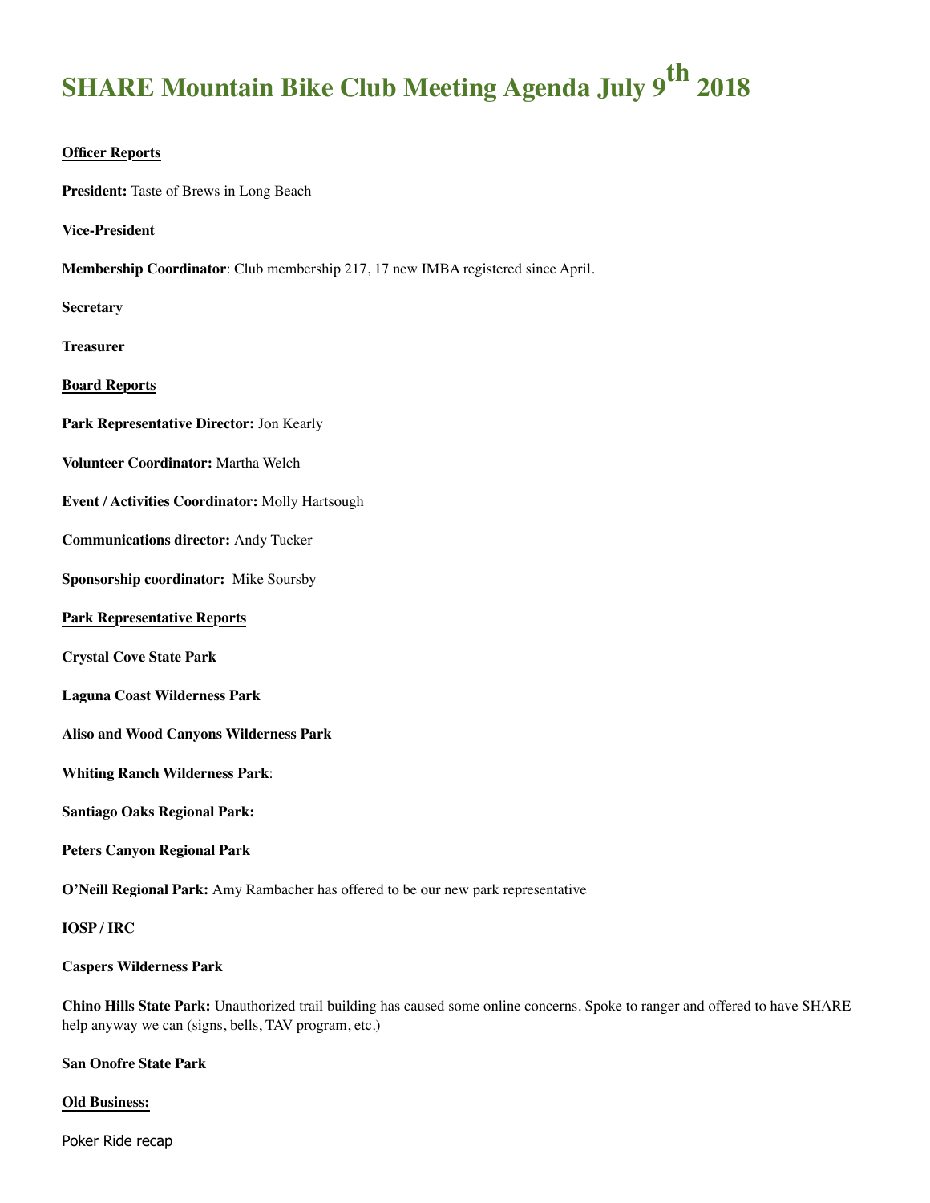# SHARE Mountain Bike Club Meeting Agenda July 9th 2018

**Officer Reports**

**President:** Taste of Brews in Long Beach

**Vice-President**

**Membership Coordinator**: Club membership 217, 17 new IMBA registered since April.

**Secretary**

**Treasurer**

**Board Reports**

**Park Representative Director:** Jon Kearly

**Volunteer Coordinator:** Martha Welch

**Event / Activities Coordinator:** Molly Hartsough

**Communications director:** Andy Tucker

**Sponsorship coordinator:** Mike Soursby

**Park Representative Reports**

**Crystal Cove State Park**

**Laguna Coast Wilderness Park**

**Aliso and Wood Canyons Wilderness Park**

**Whiting Ranch Wilderness Park**:

**Santiago Oaks Regional Park:**

**Peters Canyon Regional Park**

**O'Neill Regional Park:** Amy Rambacher has offered to be our new park representative

**IOSP / IRC**

**Caspers Wilderness Park**

**Chino Hills State Park:** Unauthorized trail building has caused some online concerns. Spoke to ranger and offered to have SHARE help anyway we can (signs, bells, TAV program, etc.)

**San Onofre State Park**

**Old Business:**

Poker Ride recap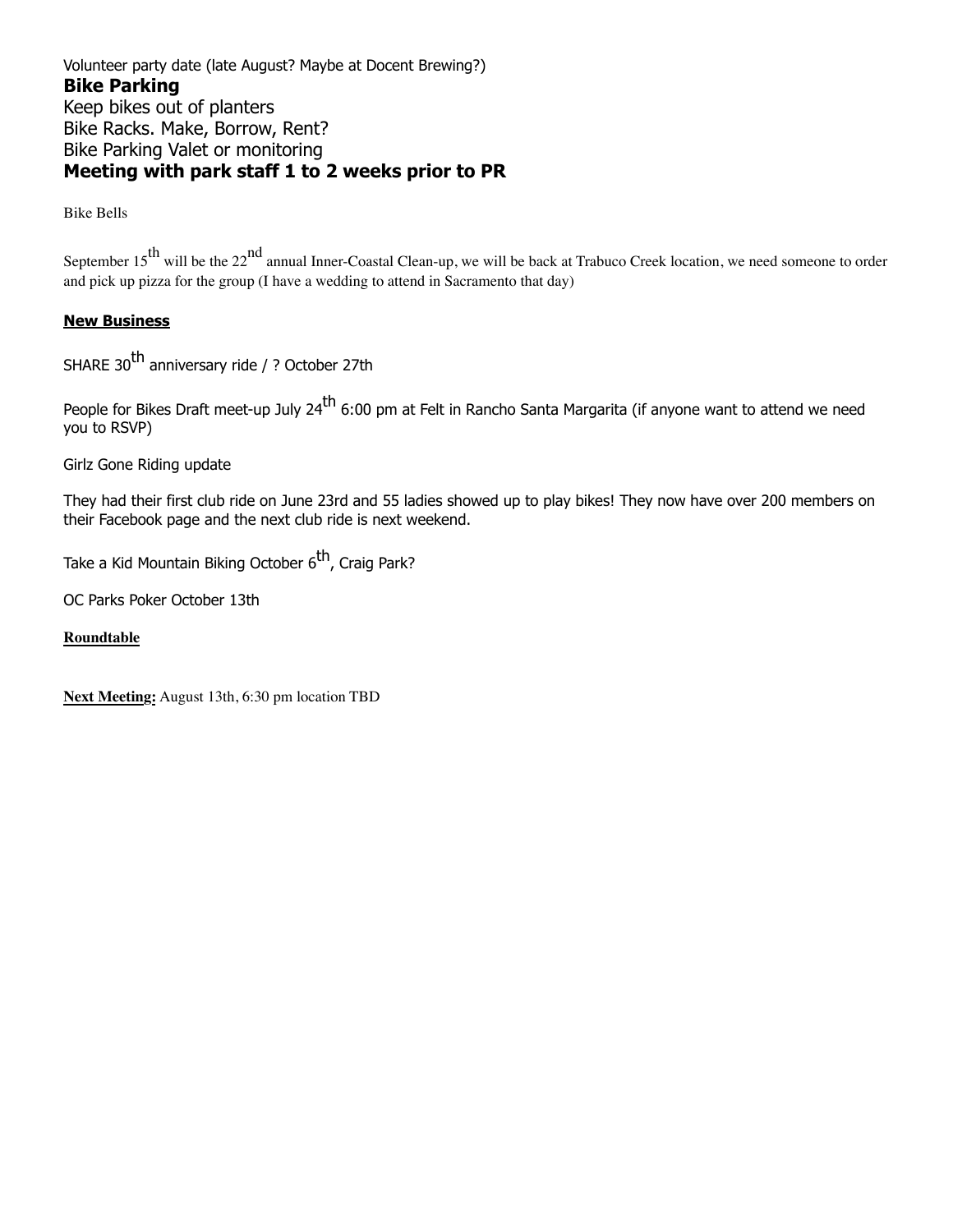Volunteer party date (late August? Maybe at Docent Brewing?)

**Bike Parking**

Keep bikes out of planters

Bike Racks. Make, Borrow, Rent?

Bike Parking Valet or monitoring

**Meeting with park staff 1 to 2 weeks prior to PR**

Bike Bells

September 15th will be the 22nd annual Inner-Coastal Clean-up, we will be back at Trabuco Creek location, we need someone to order and pick up pizza for the group (I have a wedding to attend in Sacramento that day)

**New Business**

SHARE 30th anniversary ride / ? October 27th

People for Bikes Draft meet-up July 24th 6:00 pm at Felt in Rancho Santa Margarita (if anyone want to attend we need you to RSVP)

Girlz Gone Riding update

They had their first club ride on June 23rd and 55 ladies showed up to play bikes! They now have over 200 members on their Facebook page and the next club ride is next weekend.

Take a Kid Mountain Biking October 6th, Craig Park?

OC Parks Poker October 13th

**Roundtable**

**Next Meeting:** August 13th, 6:30 pm location TBD